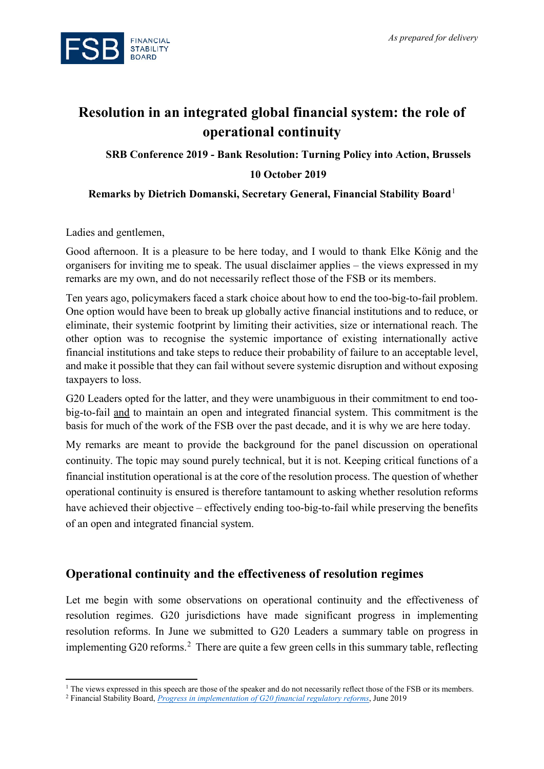*As prepared for delivery*

# Resolution in an integrated global financial system: the role of operational continuity

**SRB Conference 2019 - Bank Resolution: Turning Policy into Action, Brussels**

**10 October 2019**

**Remarks by Dietrich Domanski, Secretary General, Financial Stability Board**[1]

Ladies and gentlemen,

Good afternoon. It is a pleasure to be here today, and I would to thank Elke König and the organisers for inviting me to speak. The usual disclaimer applies – the views expressed in my remarks are my own, and do not necessarily reflect those of the FSB or its members.

Ten years ago, policymakers faced a stark choice about how to end the too-big-to-fail problem. One option would have been to break up globally active financial institutions and to reduce, or eliminate, their systemic footprint by limiting their activities, size or international reach. The other option was to recognise the systemic importance of existing internationally active financial institutions and take steps to reduce their probability of failure to an acceptable level, and make it possible that they can fail without severe systemic disruption and without exposing taxpayers to loss.

G20 Leaders opted for the latter, and they were unambiguous in their commitment to end too-big-to-fail <u>and</u> to maintain an open and integrated financial system. This commitment is the basis for much of the work of the FSB over the past decade, and it is why we are here today.

My remarks are meant to provide the background for the panel discussion on operational continuity. The topic may sound purely technical, but it is not. Keeping critical functions of a financial institution operational is at the core of the resolution process. The question of whether operational continuity is ensured is therefore tantamount to asking whether resolution reforms have achieved their objective – effectively ending too-big-to-fail while preserving the benefits of an open and integrated financial system.

## Operational continuity and the effectiveness of resolution regimes

Let me begin with some observations on operational continuity and the effectiveness of resolution regimes. G20 jurisdictions have made significant progress in implementing resolution reforms. In June we submitted to G20 Leaders a summary table on progress in implementing G20 reforms.[2] There are quite a few green cells in this summary table, reflecting

---

[1] The views expressed in this speech are those of the speaker and do not necessarily reflect those of the FSB or its members.

[2] Financial Stability Board, *Progress in implementation of G20 financial regulatory reforms*, June 2019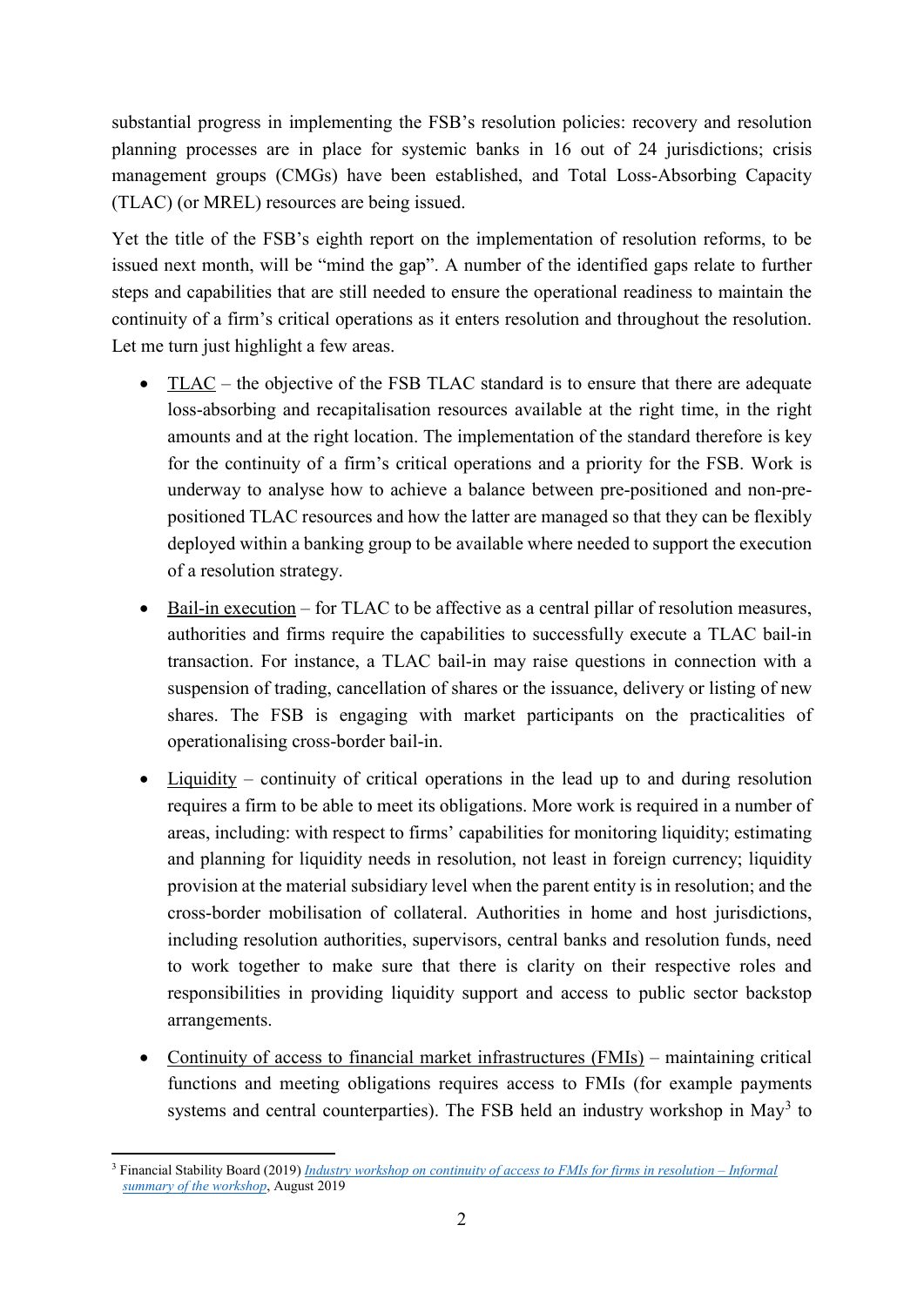substantial progress in implementing the FSB's resolution policies: recovery and resolution planning processes are in place for systemic banks in 16 out of 24 jurisdictions; crisis management groups (CMGs) have been established, and Total Loss-Absorbing Capacity (TLAC) (or MREL) resources are being issued.

Yet the title of the FSB's eighth report on the implementation of resolution reforms, to be issued next month, will be "mind the gap". A number of the identified gaps relate to further steps and capabilities that are still needed to ensure the operational readiness to maintain the continuity of a firm's critical operations as it enters resolution and throughout the resolution. Let me turn just highlight a few areas.

- <u>TLAC</u> – the objective of the FSB TLAC standard is to ensure that there are adequate loss-absorbing and recapitalisation resources available at the right time, in the right amounts and at the right location. The implementation of the standard therefore is key for the continuity of a firm's critical operations and a priority for the FSB. Work is underway to analyse how to achieve a balance between pre-positioned and non-pre-positioned TLAC resources and how the latter are managed so that they can be flexibly deployed within a banking group to be available where needed to support the execution of a resolution strategy.

- <u>Bail-in execution</u> – for TLAC to be affective as a central pillar of resolution measures, authorities and firms require the capabilities to successfully execute a TLAC bail-in transaction. For instance, a TLAC bail-in may raise questions in connection with a suspension of trading, cancellation of shares or the issuance, delivery or listing of new shares. The FSB is engaging with market participants on the practicalities of operationalising cross-border bail-in.

- <u>Liquidity</u> – continuity of critical operations in the lead up to and during resolution requires a firm to be able to meet its obligations. More work is required in a number of areas, including: with respect to firms' capabilities for monitoring liquidity; estimating and planning for liquidity needs in resolution, not least in foreign currency; liquidity provision at the material subsidiary level when the parent entity is in resolution; and the cross-border mobilisation of collateral. Authorities in home and host jurisdictions, including resolution authorities, supervisors, central banks and resolution funds, need to work together to make sure that there is clarity on their respective roles and responsibilities in providing liquidity support and access to public sector backstop arrangements.

- <u>Continuity of access to financial market infrastructures (FMIs)</u> – maintaining critical functions and meeting obligations requires access to FMIs (for example payments systems and central counterparties). The FSB held an industry workshop in May[3] to

---

[3] Financial Stability Board (2019) *Industry workshop on continuity of access to FMIs for firms in resolution – Informal summary of the workshop*, August 2019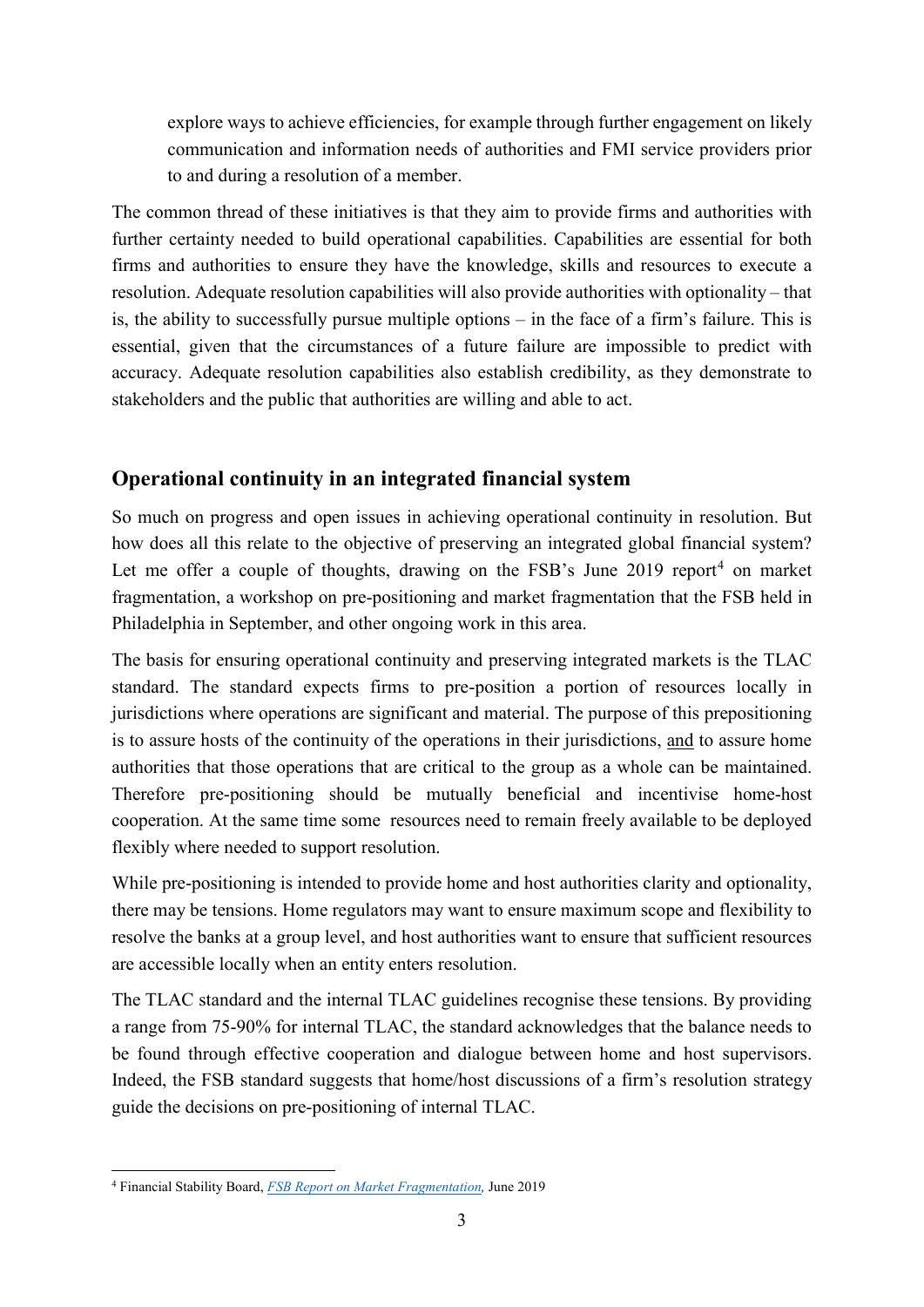explore ways to achieve efficiencies, for example through further engagement on likely communication and information needs of authorities and FMI service providers prior to and during a resolution of a member.

The common thread of these initiatives is that they aim to provide firms and authorities with further certainty needed to build operational capabilities. Capabilities are essential for both firms and authorities to ensure they have the knowledge, skills and resources to execute a resolution. Adequate resolution capabilities will also provide authorities with optionality – that is, the ability to successfully pursue multiple options – in the face of a firm's failure. This is essential, given that the circumstances of a future failure are impossible to predict with accuracy. Adequate resolution capabilities also establish credibility, as they demonstrate to stakeholders and the public that authorities are willing and able to act.

## Operational continuity in an integrated financial system

So much on progress and open issues in achieving operational continuity in resolution. But how does all this relate to the objective of preserving an integrated global financial system? Let me offer a couple of thoughts, drawing on the FSB's June 2019 report[4] on market fragmentation, a workshop on pre-positioning and market fragmentation that the FSB held in Philadelphia in September, and other ongoing work in this area.

The basis for ensuring operational continuity and preserving integrated markets is the TLAC standard. The standard expects firms to pre-position a portion of resources locally in jurisdictions where operations are significant and material. The purpose of this prepositioning is to assure hosts of the continuity of the operations in their jurisdictions, and to assure home authorities that those operations that are critical to the group as a whole can be maintained. Therefore pre-positioning should be mutually beneficial and incentivise home-host cooperation. At the same time some resources need to remain freely available to be deployed flexibly where needed to support resolution.

While pre-positioning is intended to provide home and host authorities clarity and optionality, there may be tensions. Home regulators may want to ensure maximum scope and flexibility to resolve the banks at a group level, and host authorities want to ensure that sufficient resources are accessible locally when an entity enters resolution.

The TLAC standard and the internal TLAC guidelines recognise these tensions. By providing a range from 75-90% for internal TLAC, the standard acknowledges that the balance needs to be found through effective cooperation and dialogue between home and host supervisors. Indeed, the FSB standard suggests that home/host discussions of a firm's resolution strategy guide the decisions on pre-positioning of internal TLAC.

[4] Financial Stability Board, *FSB Report on Market Fragmentation,* June 2019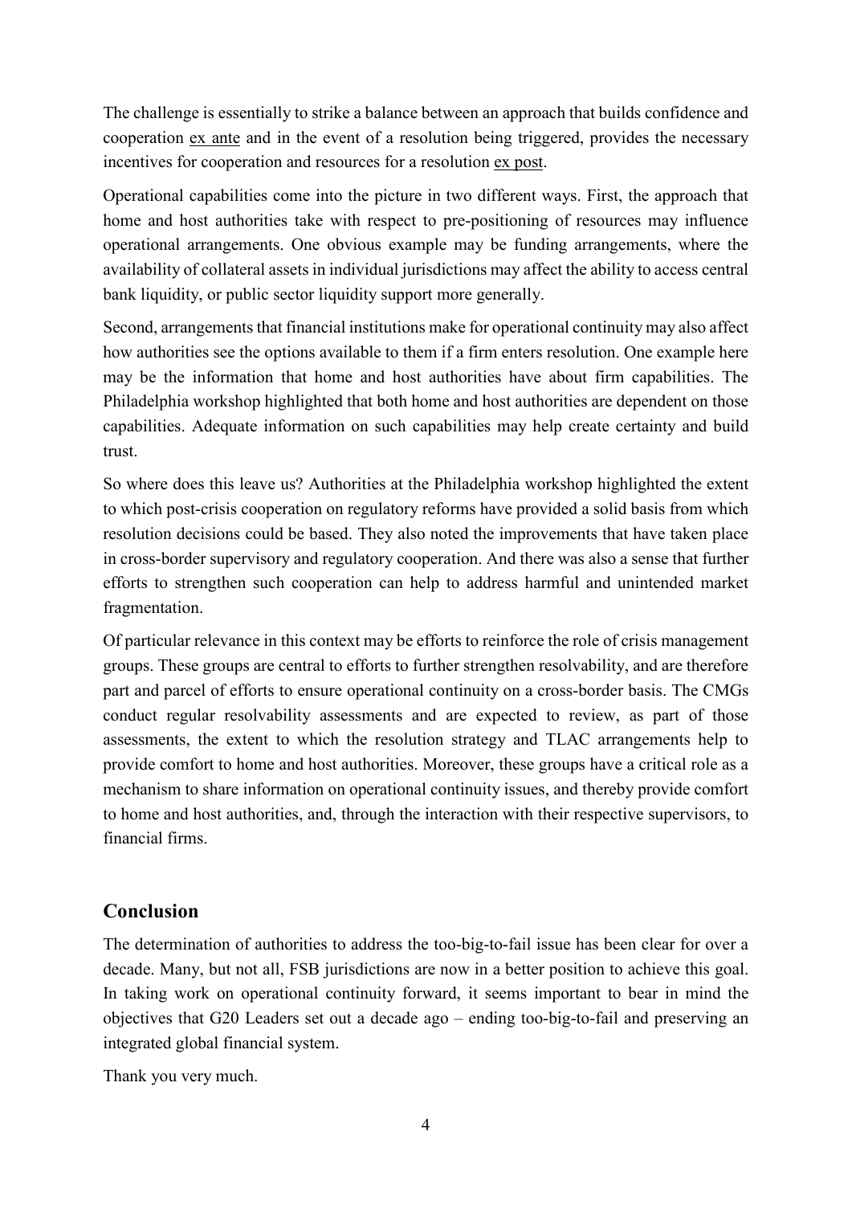The challenge is essentially to strike a balance between an approach that builds confidence and cooperation ex ante and in the event of a resolution being triggered, provides the necessary incentives for cooperation and resources for a resolution ex post.

Operational capabilities come into the picture in two different ways. First, the approach that home and host authorities take with respect to pre-positioning of resources may influence operational arrangements. One obvious example may be funding arrangements, where the availability of collateral assets in individual jurisdictions may affect the ability to access central bank liquidity, or public sector liquidity support more generally.

Second, arrangements that financial institutions make for operational continuity may also affect how authorities see the options available to them if a firm enters resolution. One example here may be the information that home and host authorities have about firm capabilities. The Philadelphia workshop highlighted that both home and host authorities are dependent on those capabilities. Adequate information on such capabilities may help create certainty and build trust.

So where does this leave us? Authorities at the Philadelphia workshop highlighted the extent to which post-crisis cooperation on regulatory reforms have provided a solid basis from which resolution decisions could be based. They also noted the improvements that have taken place in cross-border supervisory and regulatory cooperation. And there was also a sense that further efforts to strengthen such cooperation can help to address harmful and unintended market fragmentation.

Of particular relevance in this context may be efforts to reinforce the role of crisis management groups. These groups are central to efforts to further strengthen resolvability, and are therefore part and parcel of efforts to ensure operational continuity on a cross-border basis. The CMGs conduct regular resolvability assessments and are expected to review, as part of those assessments, the extent to which the resolution strategy and TLAC arrangements help to provide comfort to home and host authorities. Moreover, these groups have a critical role as a mechanism to share information on operational continuity issues, and thereby provide comfort to home and host authorities, and, through the interaction with their respective supervisors, to financial firms.

## Conclusion

The determination of authorities to address the too-big-to-fail issue has been clear for over a decade. Many, but not all, FSB jurisdictions are now in a better position to achieve this goal. In taking work on operational continuity forward, it seems important to bear in mind the objectives that G20 Leaders set out a decade ago – ending too-big-to-fail and preserving an integrated global financial system.

Thank you very much.